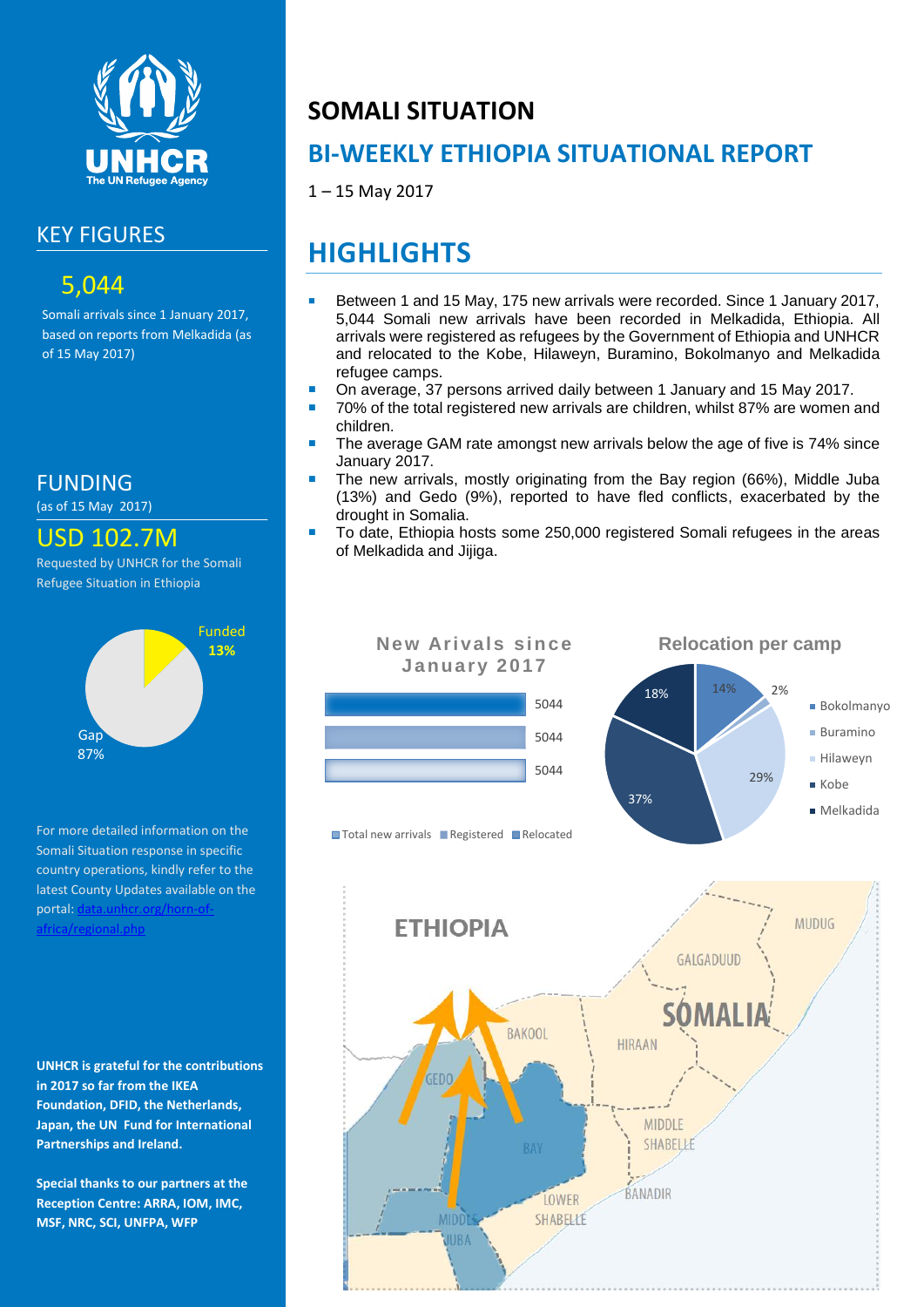# SOMALI SITUATION

## BI-WEEKLY ETHIOPIA SITUATIONAL REPORT

1 – 15 May 2017

## KEY FIGURES

**5,044**

Somali arrivals since 1 January 2017, based on reports from Melkadida (as of 15 May 2017)

## FUNDING

(as of 15 May 2017)

**USD 102.7M**

Requested by UNHCR for the Somali Refugee Situation in Ethiopia

Funded **13%**

Gap 87%

For more detailed information on the Somali Situation response in specific country operations, kindly refer to the latest County Updates available on the portal: data.unhcr.org/horn-of-africa/regional.php

**UNHCR is grateful for the contributions in 2017 so far from the IKEA Foundation, DFID, the Netherlands, Japan, the UN Fund for International Partnerships and Ireland.**

**Special thanks to our partners at the Reception Centre: ARRA, IOM, IMC, MSF, NRC, SCI, UNFPA, WFP**

## HIGHLIGHTS

- Between 1 and 15 May, 175 new arrivals were recorded. Since 1 January 2017, 5,044 Somali new arrivals have been recorded in Melkadida, Ethiopia. All arrivals were registered as refugees by the Government of Ethiopia and UNHCR and relocated to the Kobe, Hilaweyn, Buramino, Bokolmanyo and Melkadida refugee camps.
- On average, 37 persons arrived daily between 1 January and 15 May 2017.
- 70% of the total registered new arrivals are children, whilst 87% are women and children.
- The average GAM rate amongst new arrivals below the age of five is 74% since January 2017.
- The new arrivals, mostly originating from the Bay region (66%), Middle Juba (13%) and Gedo (9%), reported to have fled conflicts, exacerbated by the drought in Somalia.
- To date, Ethiopia hosts some 250,000 registered Somali refugees in the areas of Melkadida and Jijiga.

**New Arivals since January 2017**

| Category | Number |
|---|---|
| Total new arrivals | 5044 |
| Registered | 5044 |
| Relocated | 5044 |

**Relocation per camp**

| Camp | % |
|---|---|
| Bokolmanyo | 14% |
| Buramino | 2% |
| Hilaweyn | 29% |
| Kobe | 37% |
| Melkadida | 18% |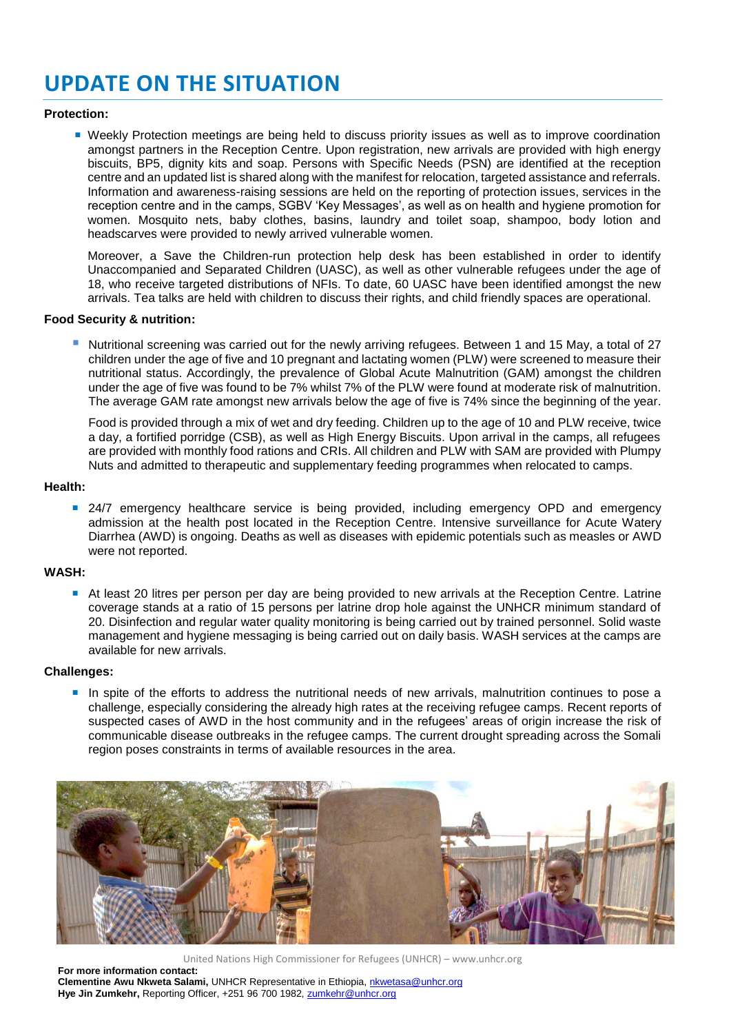# UPDATE ON THE SITUATION

**Protection:**

- Weekly Protection meetings are being held to discuss priority issues as well as to improve coordination amongst partners in the Reception Centre. Upon registration, new arrivals are provided with high energy biscuits, BP5, dignity kits and soap. Persons with Specific Needs (PSN) are identified at the reception centre and an updated list is shared along with the manifest for relocation, targeted assistance and referrals. Information and awareness-raising sessions are held on the reporting of protection issues, services in the reception centre and in the camps, SGBV 'Key Messages', as well as on health and hygiene promotion for women. Mosquito nets, baby clothes, basins, laundry and toilet soap, shampoo, body lotion and headscarves were provided to newly arrived vulnerable women.

  Moreover, a Save the Children-run protection help desk has been established in order to identify Unaccompanied and Separated Children (UASC), as well as other vulnerable refugees under the age of 18, who receive targeted distributions of NFIs. To date, 60 UASC have been identified amongst the new arrivals. Tea talks are held with children to discuss their rights, and child friendly spaces are operational.

**Food Security & nutrition:**

- Nutritional screening was carried out for the newly arriving refugees. Between 1 and 15 May, a total of 27 children under the age of five and 10 pregnant and lactating women (PLW) were screened to measure their nutritional status. Accordingly, the prevalence of Global Acute Malnutrition (GAM) amongst the children under the age of five was found to be 7% whilst 7% of the PLW were found at moderate risk of malnutrition. The average GAM rate amongst new arrivals below the age of five is 74% since the beginning of the year.

  Food is provided through a mix of wet and dry feeding. Children up to the age of 10 and PLW receive, twice a day, a fortified porridge (CSB), as well as High Energy Biscuits. Upon arrival in the camps, all refugees are provided with monthly food rations and CRIs. All children and PLW with SAM are provided with Plumpy Nuts and admitted to therapeutic and supplementary feeding programmes when relocated to camps.

**Health:**

- 24/7 emergency healthcare service is being provided, including emergency OPD and emergency admission at the health post located in the Reception Centre. Intensive surveillance for Acute Watery Diarrhea (AWD) is ongoing. Deaths as well as diseases with epidemic potentials such as measles or AWD were not reported.

**WASH:**

- At least 20 litres per person per day are being provided to new arrivals at the Reception Centre. Latrine coverage stands at a ratio of 15 persons per latrine drop hole against the UNHCR minimum standard of 20. Disinfection and regular water quality monitoring is being carried out by trained personnel. Solid waste management and hygiene messaging is being carried out on daily basis. WASH services at the camps are available for new arrivals.

**Challenges:**

- In spite of the efforts to address the nutritional needs of new arrivals, malnutrition continues to pose a challenge, especially considering the already high rates at the receiving refugee camps. Recent reports of suspected cases of AWD in the host community and in the refugees' areas of origin increase the risk of communicable disease outbreaks in the refugee camps. The current drought spreading across the Somali region poses constraints in terms of available resources in the area.

United Nations High Commissioner for Refugees (UNHCR) – www.unhcr.org

**For more information contact:**
**Clementine Awu Nkweta Salami,** UNHCR Representative in Ethiopia, nkwetasa@unhcr.org
**Hye Jin Zumkehr,** Reporting Officer, +251 96 700 1982, zumkehr@unhcr.org